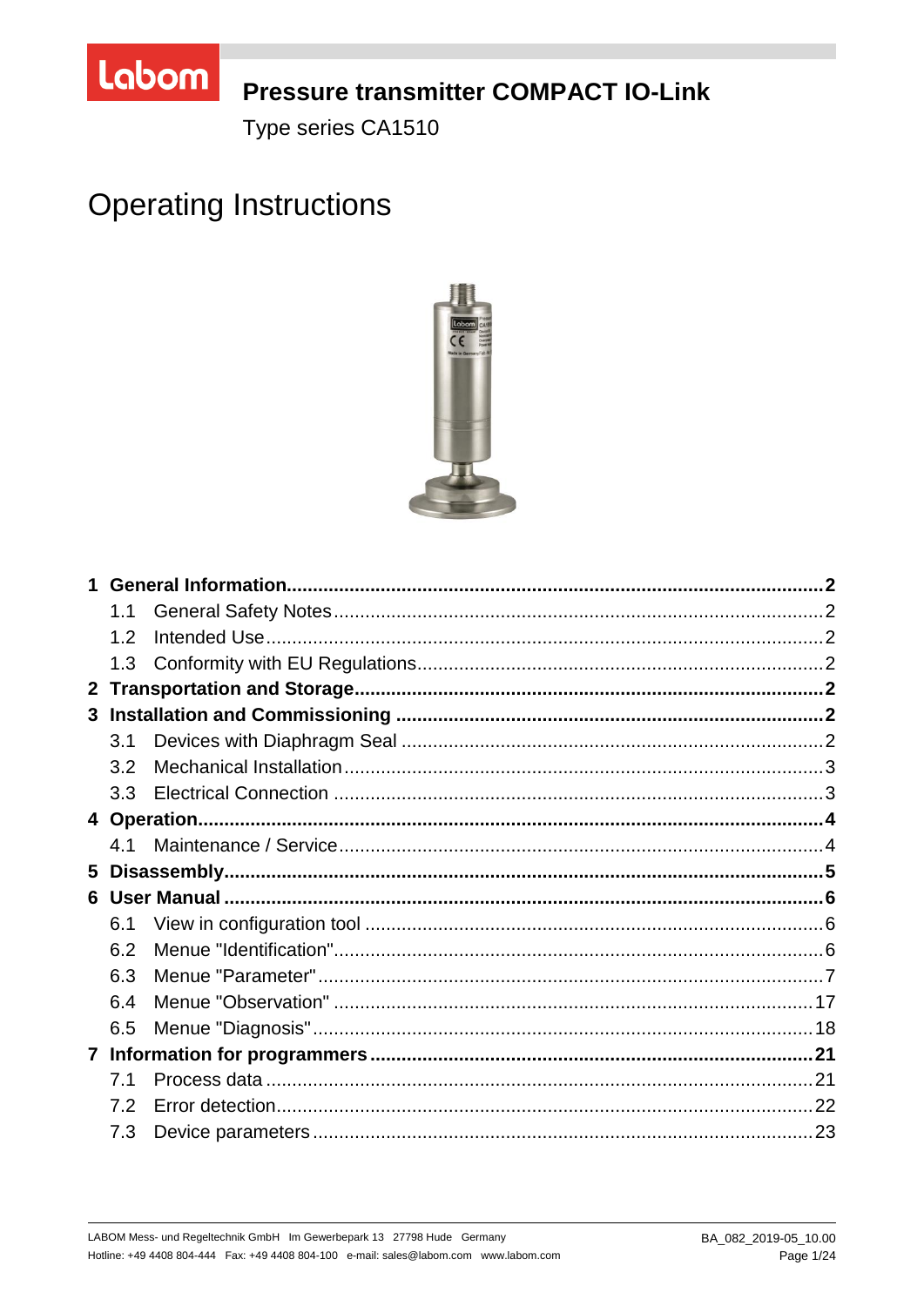Labom

# Pressure transmitter COMPACT IO-Link

Type series CA1510

## Operating Instructions

1 **General Information** ..... 2
- 1.1 General Safety Notes ..... 2
- 1.2 Intended Use ..... 2
- 1.3 Conformity with EU Regulations ..... 2

2 **Transportation and Storage** ..... 2

3 **Installation and Commissioning** ..... 2
- 3.1 Devices with Diaphragm Seal ..... 2
- 3.2 Mechanical Installation ..... 3
- 3.3 Electrical Connection ..... 3

4 **Operation** ..... 4
- 4.1 Maintenance / Service ..... 4

5 **Disassembly** ..... 5

6 **User Manual** ..... 6
- 6.1 View in configuration tool ..... 6
- 6.2 Menue "Identification" ..... 6
- 6.3 Menue "Parameter" ..... 7
- 6.4 Menue "Observation" ..... 17
- 6.5 Menue "Diagnosis" ..... 18

7 **Information for programmers** ..... 21
- 7.1 Process data ..... 21
- 7.2 Error detection ..... 22
- 7.3 Device parameters ..... 23

LABOM Mess- und Regeltechnik GmbH Im Gewerbepark 13 27798 Hude Germany
Hotline: +49 4408 804-444 Fax: +49 4408 804-100 e-mail: sales@labom.com www.labom.com

BA_082_2019-05_10.00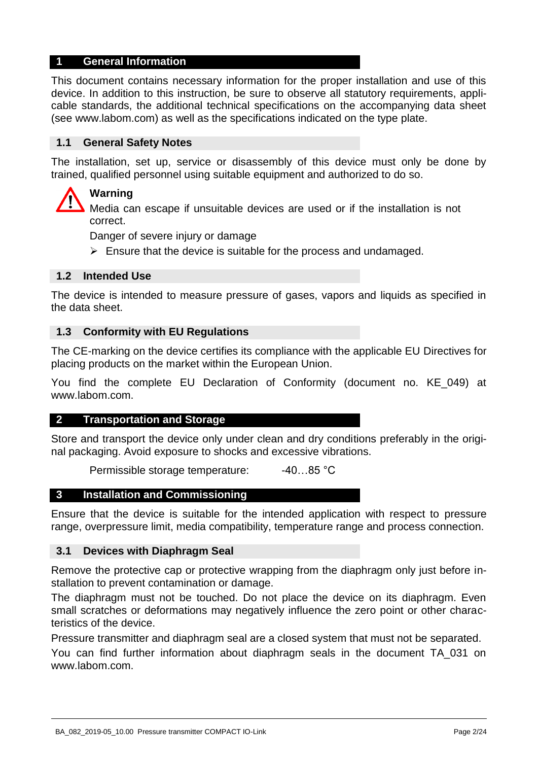# 1 General Information

This document contains necessary information for the proper installation and use of this device. In addition to this instruction, be sure to observe all statutory requirements, applicable standards, the additional technical specifications on the accompanying data sheet (see www.labom.com) as well as the specifications indicated on the type plate.

## 1.1 General Safety Notes

The installation, set up, service or disassembly of this device must only be done by trained, qualified personnel using suitable equipment and authorized to do so.

**Warning**

Media can escape if unsuitable devices are used or if the installation is not correct.

Danger of severe injury or damage

➢ Ensure that the device is suitable for the process and undamaged.

## 1.2 Intended Use

The device is intended to measure pressure of gases, vapors and liquids as specified in the data sheet.

## 1.3 Conformity with EU Regulations

The CE-marking on the device certifies its compliance with the applicable EU Directives for placing products on the market within the European Union.

You find the complete EU Declaration of Conformity (document no. KE_049) at www.labom.com.

# 2 Transportation and Storage

Store and transport the device only under clean and dry conditions preferably in the original packaging. Avoid exposure to shocks and excessive vibrations.

Permissible storage temperature: -40…85 °C

# 3 Installation and Commissioning

Ensure that the device is suitable for the intended application with respect to pressure range, overpressure limit, media compatibility, temperature range and process connection.

## 3.1 Devices with Diaphragm Seal

Remove the protective cap or protective wrapping from the diaphragm only just before installation to prevent contamination or damage.

The diaphragm must not be touched. Do not place the device on its diaphragm. Even small scratches or deformations may negatively influence the zero point or other characteristics of the device.

Pressure transmitter and diaphragm seal are a closed system that must not be separated.

You can find further information about diaphragm seals in the document TA_031 on www.labom.com.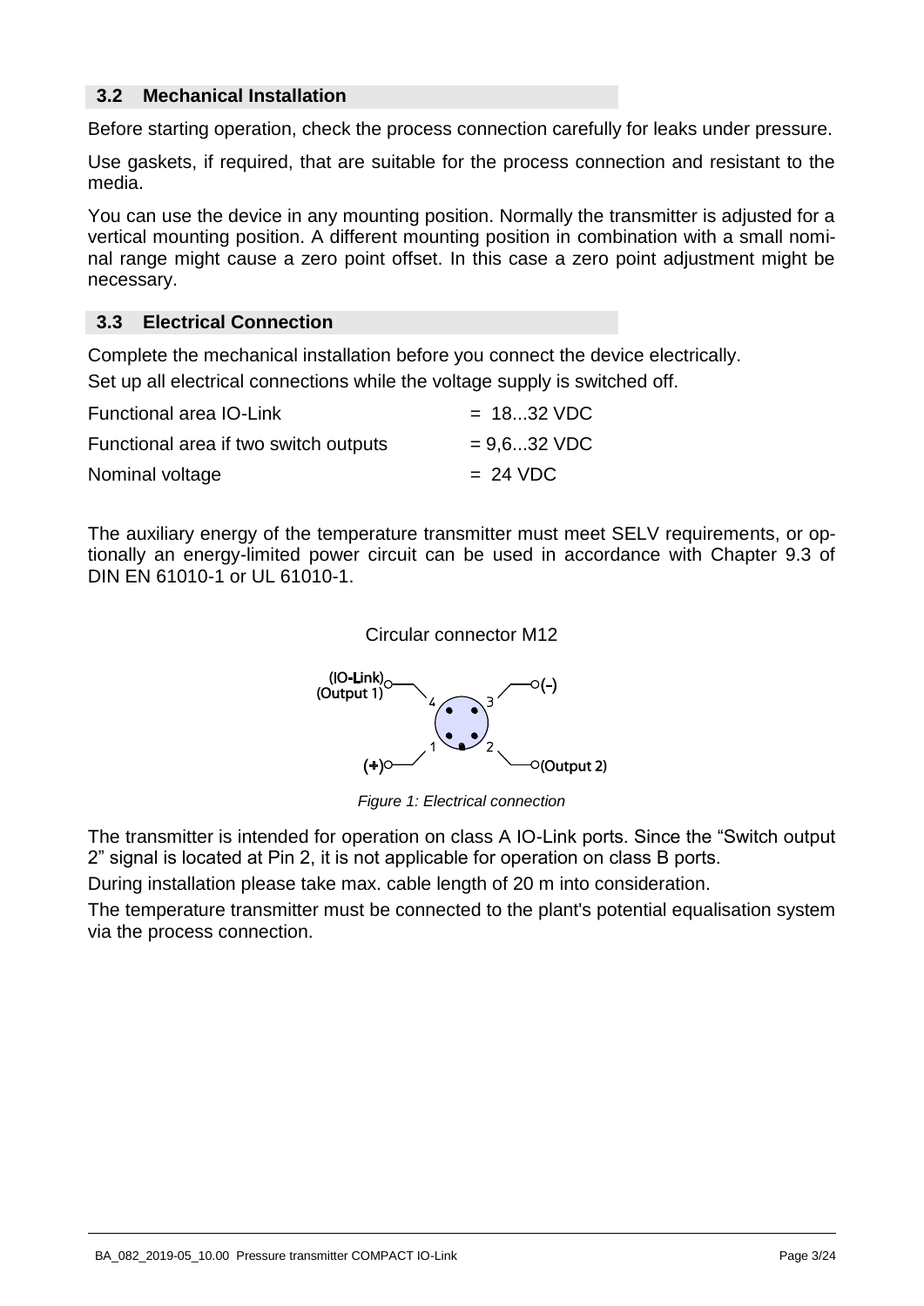## 3.2 Mechanical Installation

Before starting operation, check the process connection carefully for leaks under pressure.

Use gaskets, if required, that are suitable for the process connection and resistant to the media.

You can use the device in any mounting position. Normally the transmitter is adjusted for a vertical mounting position. A different mounting position in combination with a small nominal range might cause a zero point offset. In this case a zero point adjustment might be necessary.

## 3.3 Electrical Connection

Complete the mechanical installation before you connect the device electrically.

Set up all electrical connections while the voltage supply is switched off.

| | |
|---|---|
| Functional area IO-Link | = 18...32 VDC |
| Functional area if two switch outputs | = 9,6...32 VDC |
| Nominal voltage | = 24 VDC |

The auxiliary energy of the temperature transmitter must meet SELV requirements, or optionally an energy-limited power circuit can be used in accordance with Chapter 9.3 of DIN EN 61010-1 or UL 61010-1.

Circular connector M12

(IO-Link) (Output 1) — 4; 3 — (-); 1 — (+); 2 — (Output 2)

*Figure 1: Electrical connection*

The transmitter is intended for operation on class A IO-Link ports. Since the "Switch output 2" signal is located at Pin 2, it is not applicable for operation on class B ports.

During installation please take max. cable length of 20 m into consideration.

The temperature transmitter must be connected to the plant's potential equalisation system via the process connection.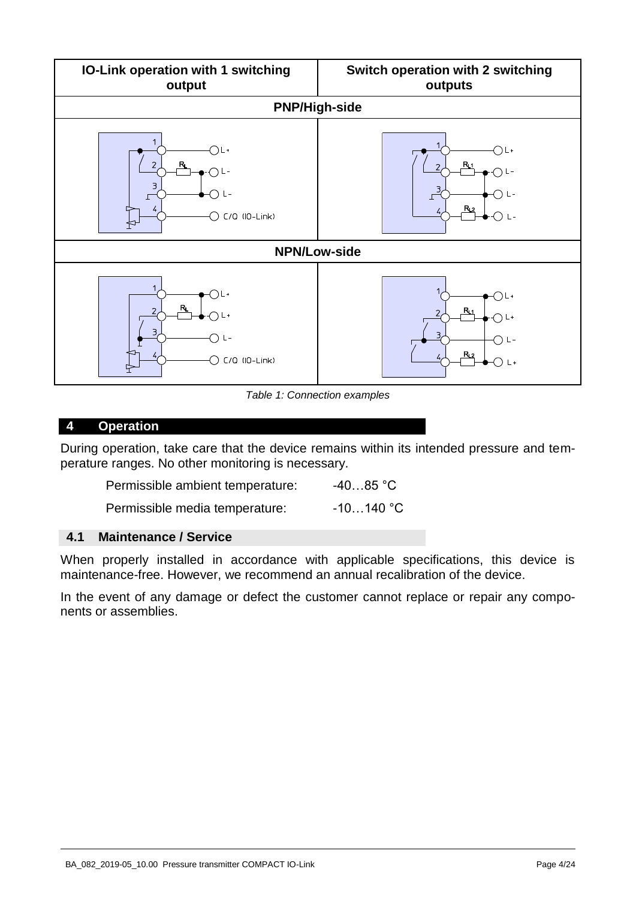| IO-Link operation with 1 switching output | Switch operation with 2 switching outputs |
|---|---|
| **PNP/High-side** | |
| 1 – L+; 2 – $R_L$ – L-; 3 – L-; 4 – C/Q (IO-Link) | 1 – L+; 2 – $R_{L1}$ – L-; 3 – L-; 4 – $R_{L2}$ – L- |
| **NPN/Low-side** | |
| 1 – L+; 2 – $R_L$ – L+; 3 – L-; 4 – C/Q (IO-Link) | 1 – L+; 2 – $R_{L1}$ – L+; 3 – L-; 4 – $R_{L2}$ – L+ |

*Table 1: Connection examples*

## 4 Operation

During operation, take care that the device remains within its intended pressure and temperature ranges. No other monitoring is necessary.

| | |
|---|---|
| Permissible ambient temperature: | -40…85 °C |
| Permissible media temperature: | -10…140 °C |

### 4.1 Maintenance / Service

When properly installed in accordance with applicable specifications, this device is maintenance-free. However, we recommend an annual recalibration of the device.

In the event of any damage or defect the customer cannot replace or repair any components or assemblies.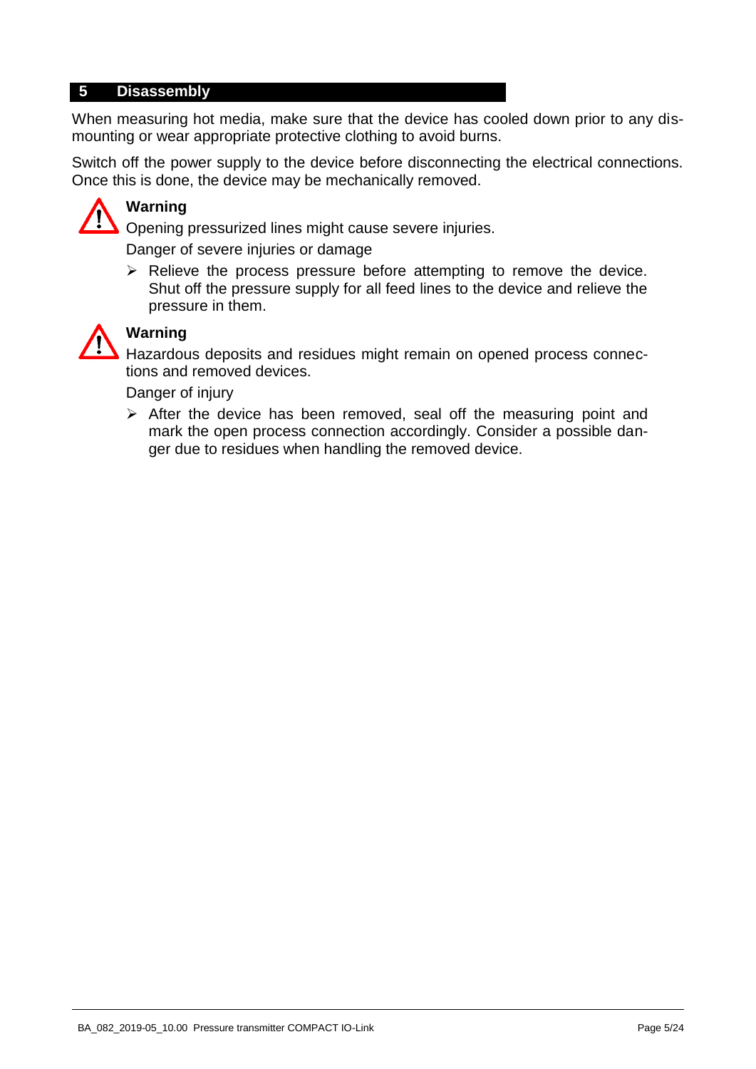## 5 Disassembly

When measuring hot media, make sure that the device has cooled down prior to any dismounting or wear appropriate protective clothing to avoid burns.

Switch off the power supply to the device before disconnecting the electrical connections. Once this is done, the device may be mechanically removed.

**Warning**

Opening pressurized lines might cause severe injuries.

Danger of severe injuries or damage

- Relieve the process pressure before attempting to remove the device. Shut off the pressure supply for all feed lines to the device and relieve the pressure in them.

**Warning**

Hazardous deposits and residues might remain on opened process connections and removed devices.

Danger of injury

- After the device has been removed, seal off the measuring point and mark the open process connection accordingly. Consider a possible danger due to residues when handling the removed device.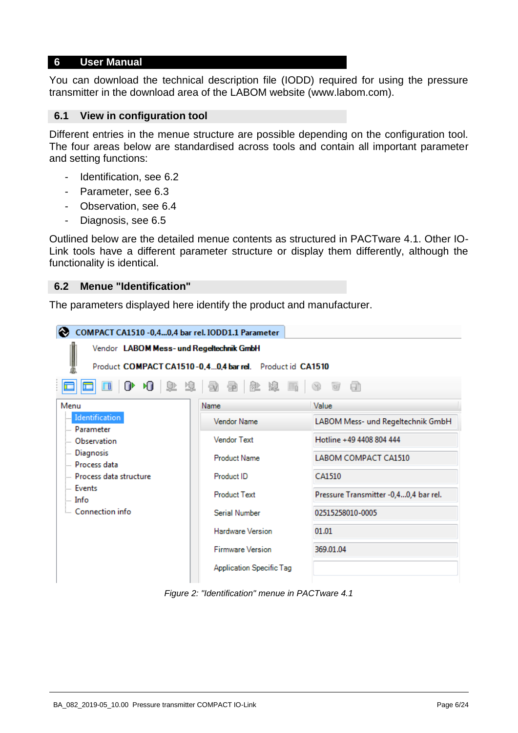## 6 User Manual

You can download the technical description file (IODD) required for using the pressure transmitter in the download area of the LABOM website (www.labom.com).

### 6.1 View in configuration tool

Different entries in the menue structure are possible depending on the configuration tool. The four areas below are standardised across tools and contain all important parameter and setting functions:

- Identification, see 6.2
- Parameter, see 6.3
- Observation, see 6.4
- Diagnosis, see 6.5

Outlined below are the detailed menue contents as structured in PACTware 4.1. Other IO-Link tools have a different parameter structure or display them differently, although the functionality is identical.

### 6.2 Menue "Identification"

The parameters displayed here identify the product and manufacturer.

COMPACT CA1510 -0,4...0,4 bar rel. IODD1.1 Parameter

Vendor LABOM Mess- und Regeltechnik GmbH

Product COMPACT CA1510 -0,4...0,4 bar rel. Product id CA1510

Menu:
- Identification
- Parameter
- Observation
- Diagnosis
- Process data
- Process data structure
- Events
- Info
- Connection info

| Name | Value |
|---|---|
| Vendor Name | LABOM Mess- und Regeltechnik GmbH |
| Vendor Text | Hotline +49 4408 804 444 |
| Product Name | LABOM COMPACT CA1510 |
| Product ID | CA1510 |
| Product Text | Pressure Transmitter -0,4...0,4 bar rel. |
| Serial Number | 02515258010-0005 |
| Hardware Version | 01.01 |
| Firmware Version | 369.01.04 |
| Application Specific Tag | |

*Figure 2: "Identification" menue in PACTware 4.1*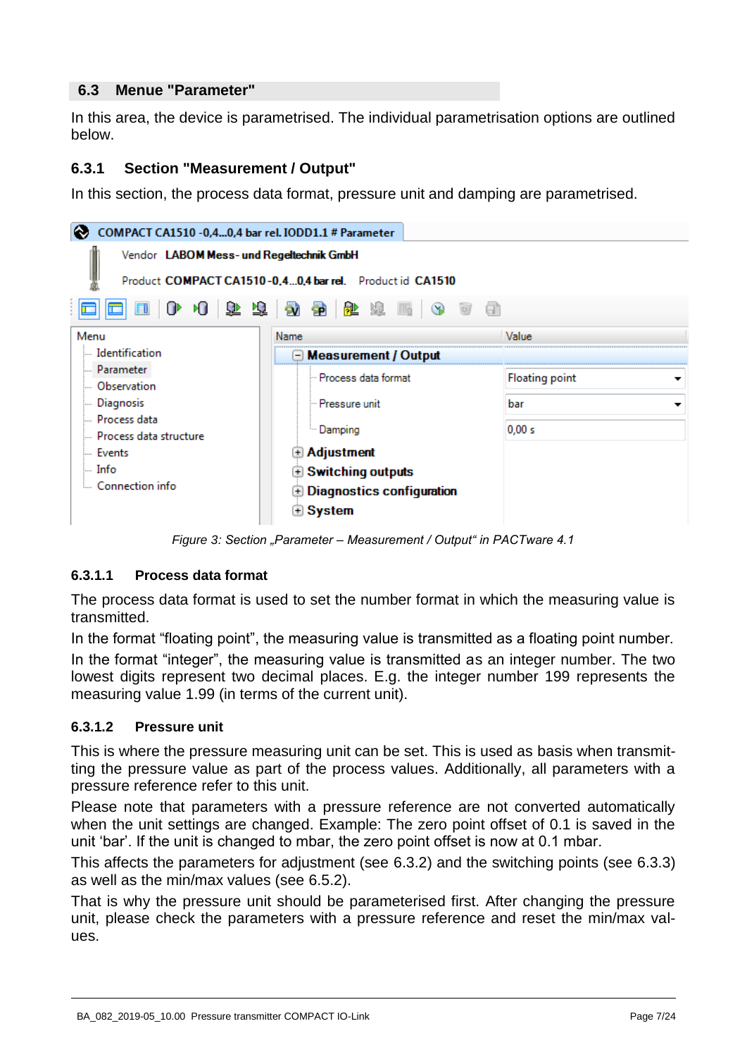## 6.3 Menue "Parameter"

In this area, the device is parametrised. The individual parametrisation options are outlined below.

### 6.3.1 Section "Measurement / Output"

In this section, the process data format, pressure unit and damping are parametrised.

*Figure 3: Section „Parameter – Measurement / Output“ in PACTware 4.1*

#### 6.3.1.1 Process data format

The process data format is used to set the number format in which the measuring value is transmitted.

In the format “floating point”, the measuring value is transmitted as a floating point number.

In the format “integer”, the measuring value is transmitted as an integer number. The two lowest digits represent two decimal places. E.g. the integer number 199 represents the measuring value 1.99 (in terms of the current unit).

#### 6.3.1.2 Pressure unit

This is where the pressure measuring unit can be set. This is used as basis when transmitting the pressure value as part of the process values. Additionally, all parameters with a pressure reference refer to this unit.

Please note that parameters with a pressure reference are not converted automatically when the unit settings are changed. Example: The zero point offset of 0.1 is saved in the unit ‘bar’. If the unit is changed to mbar, the zero point offset is now at 0.1 mbar.

This affects the parameters for adjustment (see 6.3.2) and the switching points (see 6.3.3) as well as the min/max values (see 6.5.2).

That is why the pressure unit should be parameterised first. After changing the pressure unit, please check the parameters with a pressure reference and reset the min/max values.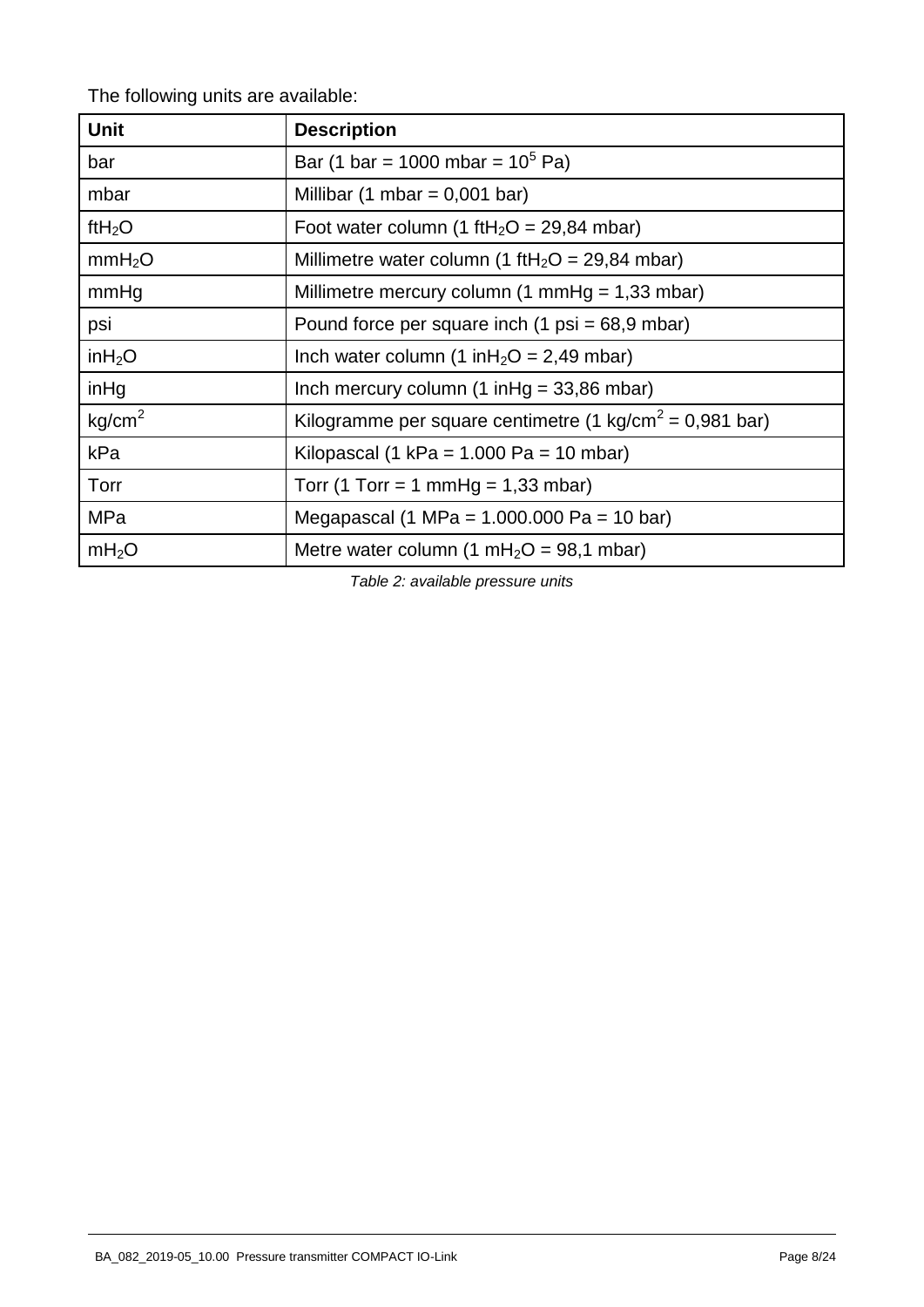The following units are available:

| Unit | Description |
| --- | --- |
| bar | Bar (1 bar = 1000 mbar = $10^5$ Pa) |
| mbar | Millibar (1 mbar = 0,001 bar) |
| $ftH_2O$ | Foot water column (1 $ftH_2O$ = 29,84 mbar) |
| $mmH_2O$ | Millimetre water column (1 $ftH_2O$ = 29,84 mbar) |
| mmHg | Millimetre mercury column (1 mmHg = 1,33 mbar) |
| psi | Pound force per square inch (1 psi = 68,9 mbar) |
| $inH_2O$ | Inch water column (1 $inH_2O$ = 2,49 mbar) |
| inHg | Inch mercury column (1 inHg = 33,86 mbar) |
| $kg/cm^2$ | Kilogramme per square centimetre (1 $kg/cm^2$ = 0,981 bar) |
| kPa | Kilopascal (1 kPa = 1.000 Pa = 10 mbar) |
| Torr | Torr (1 Torr = 1 mmHg = 1,33 mbar) |
| MPa | Megapascal (1 MPa = 1.000.000 Pa = 10 bar) |
| $mH_2O$ | Metre water column (1 $mH_2O$ = 98,1 mbar) |

*Table 2: available pressure units*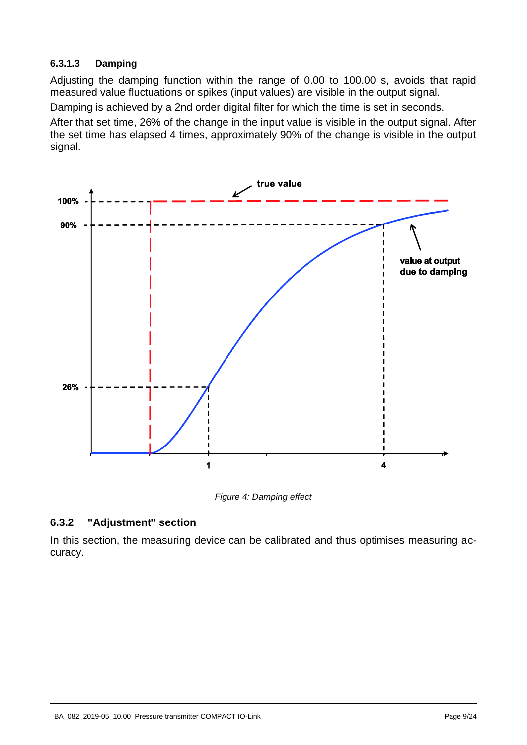#### 6.3.1.3 Damping

Adjusting the damping function within the range of 0.00 to 100.00 s, avoids that rapid measured value fluctuations or spikes (input values) are visible in the output signal.

Damping is achieved by a 2nd order digital filter for which the time is set in seconds.

After that set time, 26% of the change in the input value is visible in the output signal. After the set time has elapsed 4 times, approximately 90% of the change is visible in the output signal.

*Figure 4: Damping effect*

### 6.3.2 "Adjustment" section

In this section, the measuring device can be calibrated and thus optimises measuring accuracy.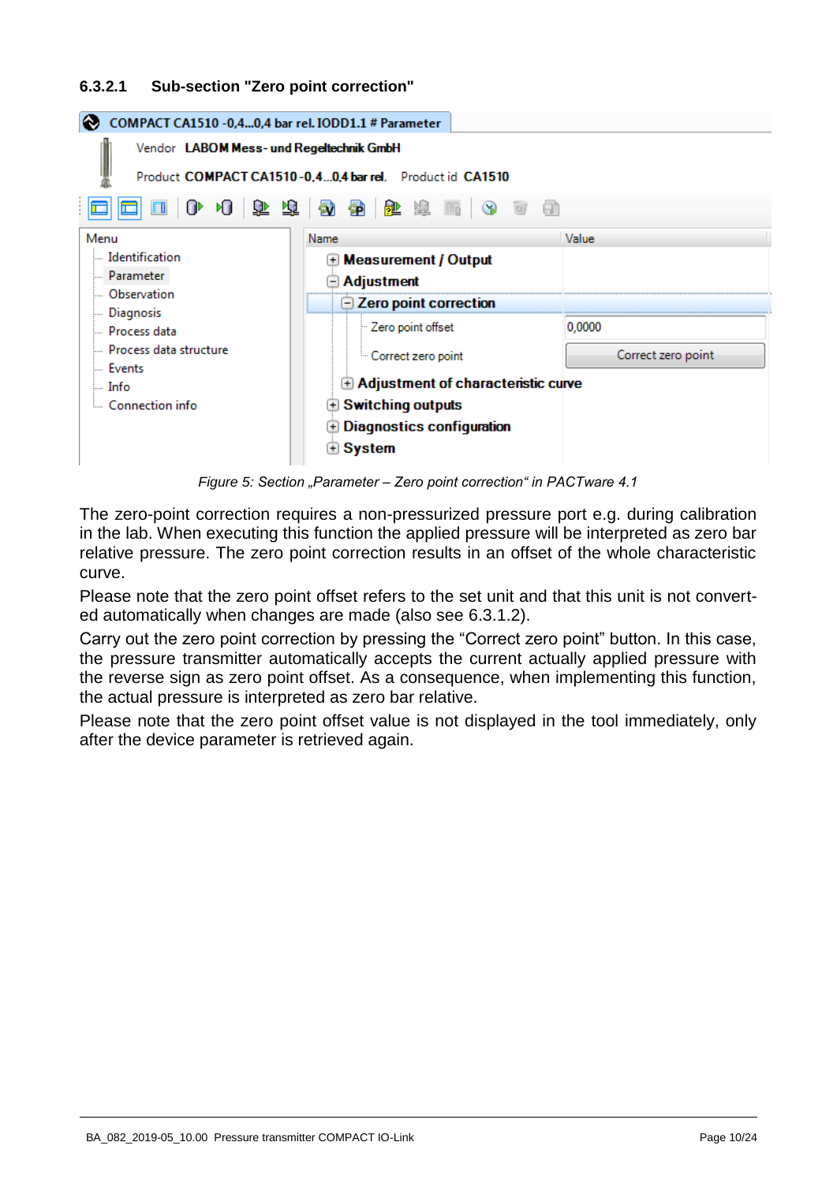### 6.3.2.1 Sub-section "Zero point correction"

*Figure 5: Section „Parameter – Zero point correction" in PACTware 4.1*

The zero-point correction requires a non-pressurized pressure port e.g. during calibration in the lab. When executing this function the applied pressure will be interpreted as zero bar relative pressure. The zero point correction results in an offset of the whole characteristic curve.

Please note that the zero point offset refers to the set unit and that this unit is not converted automatically when changes are made (also see 6.3.1.2).

Carry out the zero point correction by pressing the "Correct zero point" button. In this case, the pressure transmitter automatically accepts the current actually applied pressure with the reverse sign as zero point offset. As a consequence, when implementing this function, the actual pressure is interpreted as zero bar relative.

Please note that the zero point offset value is not displayed in the tool immediately, only after the device parameter is retrieved again.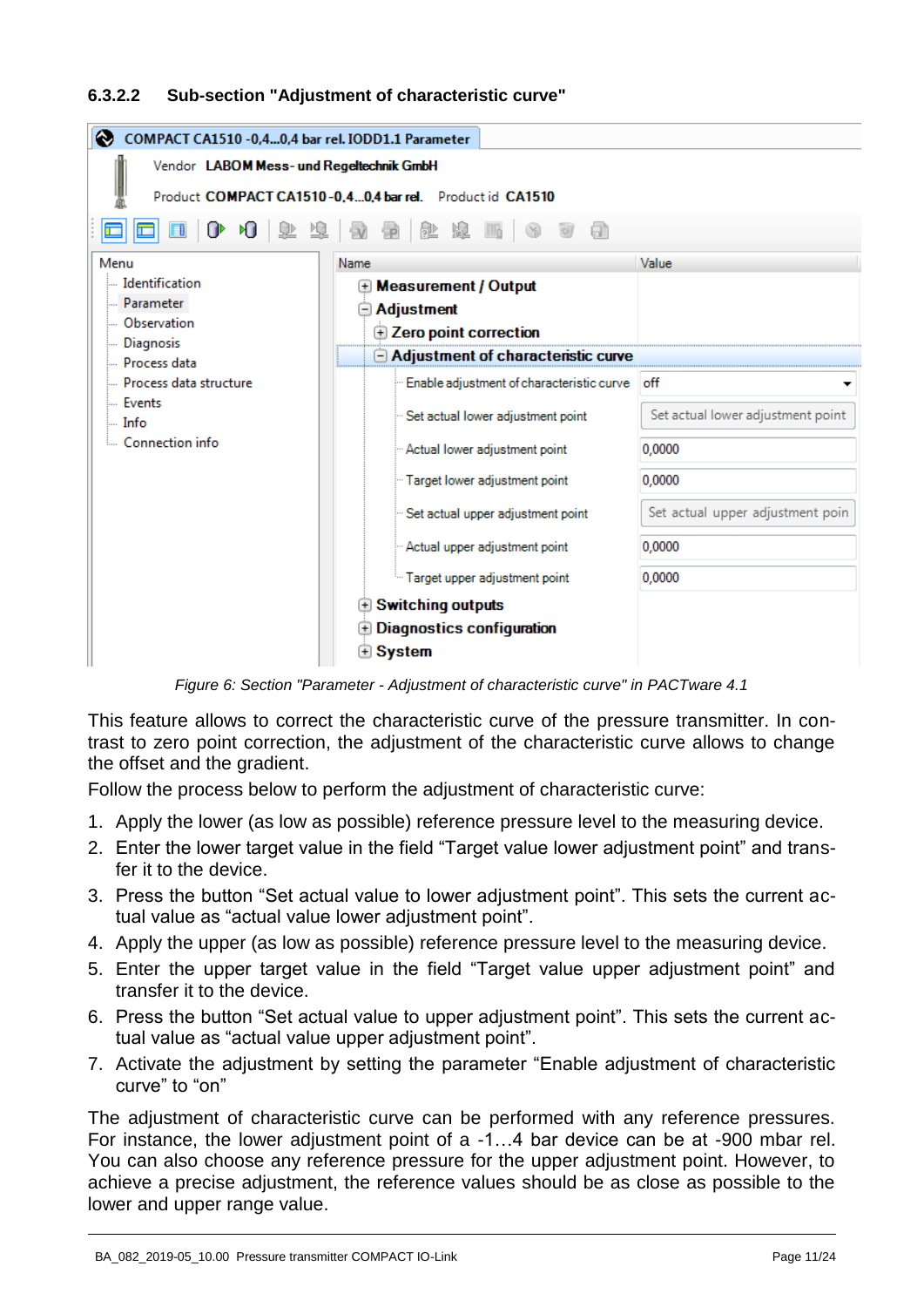### 6.3.2.2 Sub-section "Adjustment of characteristic curve"

*Figure 6: Section "Parameter - Adjustment of characteristic curve" in PACTware 4.1*

This feature allows to correct the characteristic curve of the pressure transmitter. In contrast to zero point correction, the adjustment of the characteristic curve allows to change the offset and the gradient.

Follow the process below to perform the adjustment of characteristic curve:

1. Apply the lower (as low as possible) reference pressure level to the measuring device.
2. Enter the lower target value in the field “Target value lower adjustment point” and transfer it to the device.
3. Press the button “Set actual value to lower adjustment point”. This sets the current actual value as “actual value lower adjustment point”.
4. Apply the upper (as low as possible) reference pressure level to the measuring device.
5. Enter the upper target value in the field “Target value upper adjustment point” and transfer it to the device.
6. Press the button “Set actual value to upper adjustment point”. This sets the current actual value as “actual value upper adjustment point”.
7. Activate the adjustment by setting the parameter “Enable adjustment of characteristic curve” to “on”

The adjustment of characteristic curve can be performed with any reference pressures. For instance, the lower adjustment point of a -1…4 bar device can be at -900 mbar rel. You can also choose any reference pressure for the upper adjustment point. However, to achieve a precise adjustment, the reference values should be as close as possible to the lower and upper range value.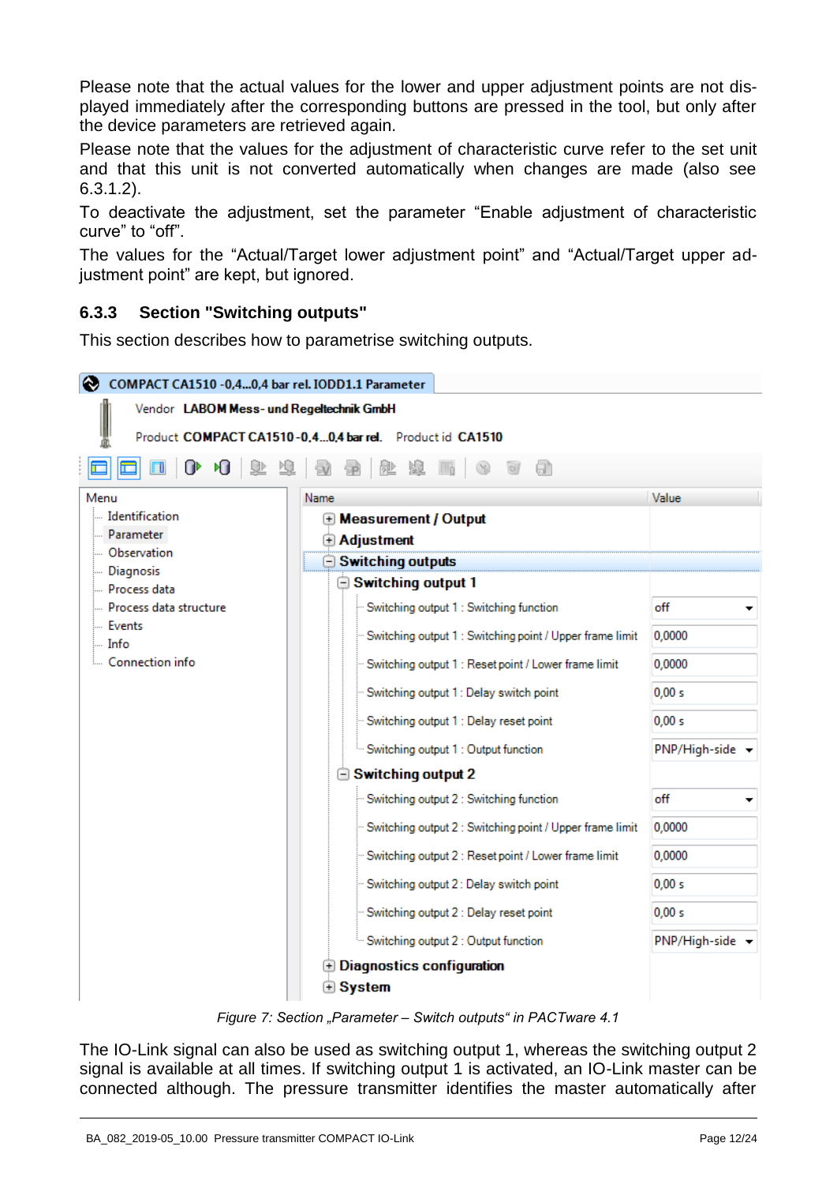Please note that the actual values for the lower and upper adjustment points are not displayed immediately after the corresponding buttons are pressed in the tool, but only after the device parameters are retrieved again.

Please note that the values for the adjustment of characteristic curve refer to the set unit and that this unit is not converted automatically when changes are made (also see 6.3.1.2).

To deactivate the adjustment, set the parameter "Enable adjustment of characteristic curve" to "off".

The values for the "Actual/Target lower adjustment point" and "Actual/Target upper adjustment point" are kept, but ignored.

### 6.3.3 Section "Switching outputs"

This section describes how to parametrise switching outputs.

COMPACT CA1510 -0,4...0,4 bar rel. IODD1.1 Parameter

Vendor **LABOM Mess- und Regeltechnik GmbH**

Product **COMPACT CA1510 -0,4...0,4 bar rel.** Product id **CA1510**

Menu: Identification, Parameter, Observation, Diagnosis, Process data, Process data structure, Events, Info, Connection info

| Name | Value |
|---|---|
| **Measurement / Output** | |
| **Adjustment** | |
| **Switching outputs** | |
| **Switching output 1** | |
| Switching output 1 : Switching function | off |
| Switching output 1 : Switching point / Upper frame limit | 0,0000 |
| Switching output 1 : Reset point / Lower frame limit | 0,0000 |
| Switching output 1 : Delay switch point | 0,00 s |
| Switching output 1 : Delay reset point | 0,00 s |
| Switching output 1 : Output function | PNP/High-side |
| **Switching output 2** | |
| Switching output 2 : Switching function | off |
| Switching output 2 : Switching point / Upper frame limit | 0,0000 |
| Switching output 2 : Reset point / Lower frame limit | 0,0000 |
| Switching output 2 : Delay switch point | 0,00 s |
| Switching output 2 : Delay reset point | 0,00 s |
| Switching output 2 : Output function | PNP/High-side |
| **Diagnostics configuration** | |
| **System** | |

*Figure 7: Section „Parameter – Switch outputs" in PACTware 4.1*

The IO-Link signal can also be used as switching output 1, whereas the switching output 2 signal is available at all times. If switching output 1 is activated, an IO-Link master can be connected although. The pressure transmitter identifies the master automatically after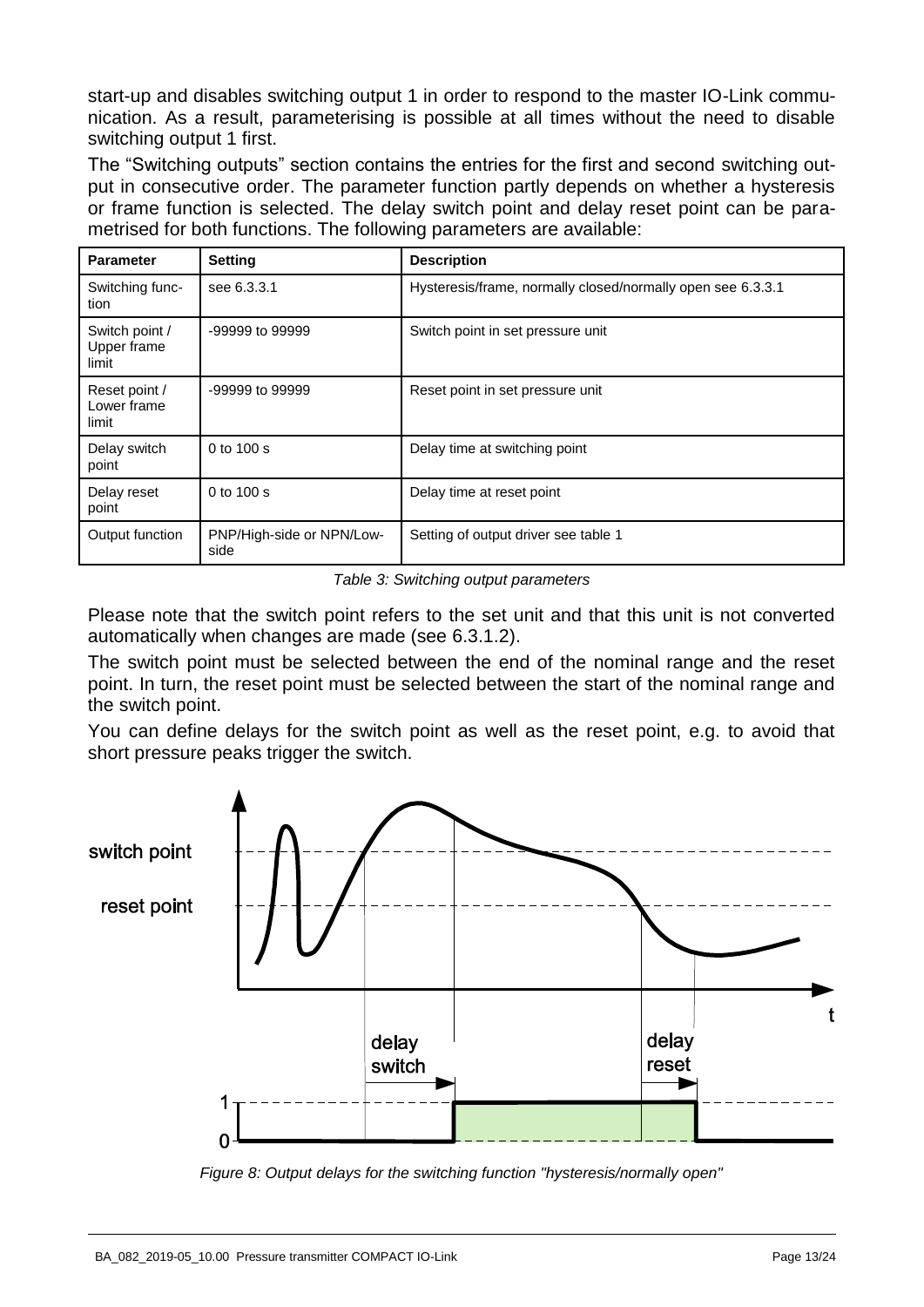start-up and disables switching output 1 in order to respond to the master IO-Link communication. As a result, parameterising is possible at all times without the need to disable switching output 1 first.

The "Switching outputs" section contains the entries for the first and second switching output in consecutive order. The parameter function partly depends on whether a hysteresis or frame function is selected. The delay switch point and delay reset point can be parametrised for both functions. The following parameters are available:

| Parameter | Setting | Description |
|---|---|---|
| Switching function | see 6.3.3.1 | Hysteresis/frame, normally closed/normally open see 6.3.3.1 |
| Switch point / Upper frame limit | -99999 to 99999 | Switch point in set pressure unit |
| Reset point / Lower frame limit | -99999 to 99999 | Reset point in set pressure unit |
| Delay switch point | 0 to 100 s | Delay time at switching point |
| Delay reset point | 0 to 100 s | Delay time at reset point |
| Output function | PNP/High-side or NPN/Low-side | Setting of output driver see table 1 |

*Table 3: Switching output parameters*

Please note that the switch point refers to the set unit and that this unit is not converted automatically when changes are made (see 6.3.1.2).

The switch point must be selected between the end of the nominal range and the reset point. In turn, the reset point must be selected between the start of the nominal range and the switch point.

You can define delays for the switch point as well as the reset point, e.g. to avoid that short pressure peaks trigger the switch.

*Figure 8: Output delays for the switching function "hysteresis/normally open"*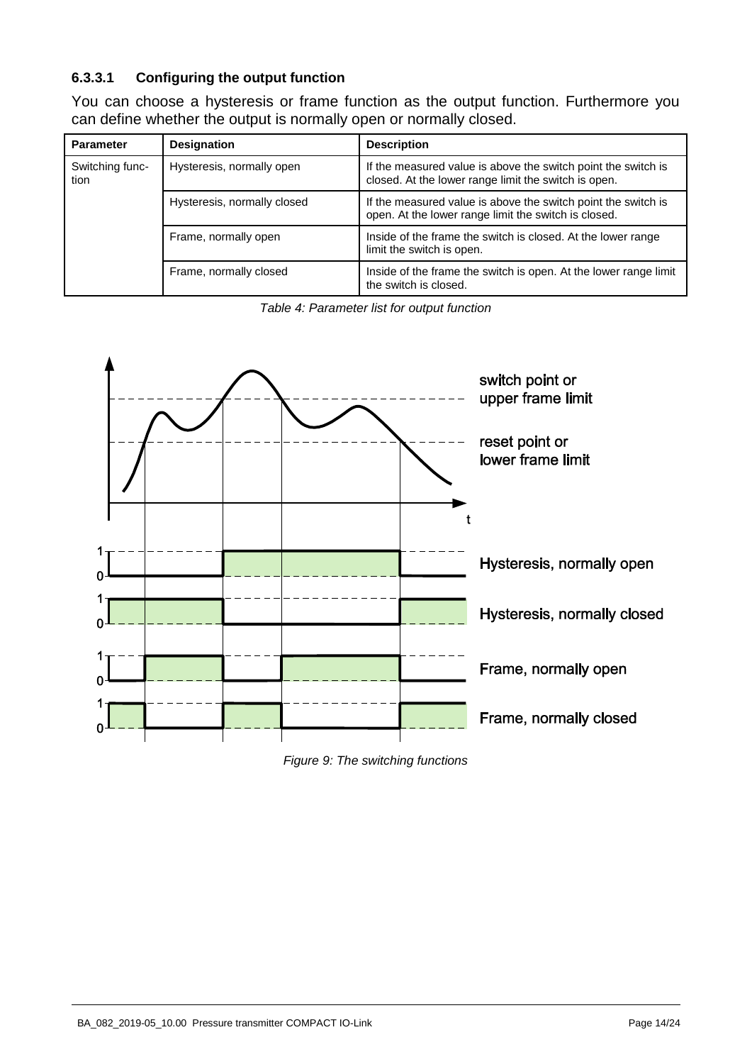#### 6.3.3.1 Configuring the output function

You can choose a hysteresis or frame function as the output function. Furthermore you can define whether the output is normally open or normally closed.

| Parameter | Designation | Description |
|---|---|---|
| Switching function | Hysteresis, normally open | If the measured value is above the switch point the switch is closed. At the lower range limit the switch is open. |
| | Hysteresis, normally closed | If the measured value is above the switch point the switch is open. At the lower range limit the switch is closed. |
| | Frame, normally open | Inside of the frame the switch is closed. At the lower range limit the switch is open. |
| | Frame, normally closed | Inside of the frame the switch is open. At the lower range limit the switch is closed. |

*Table 4: Parameter list for output function*

*Figure 9: The switching functions*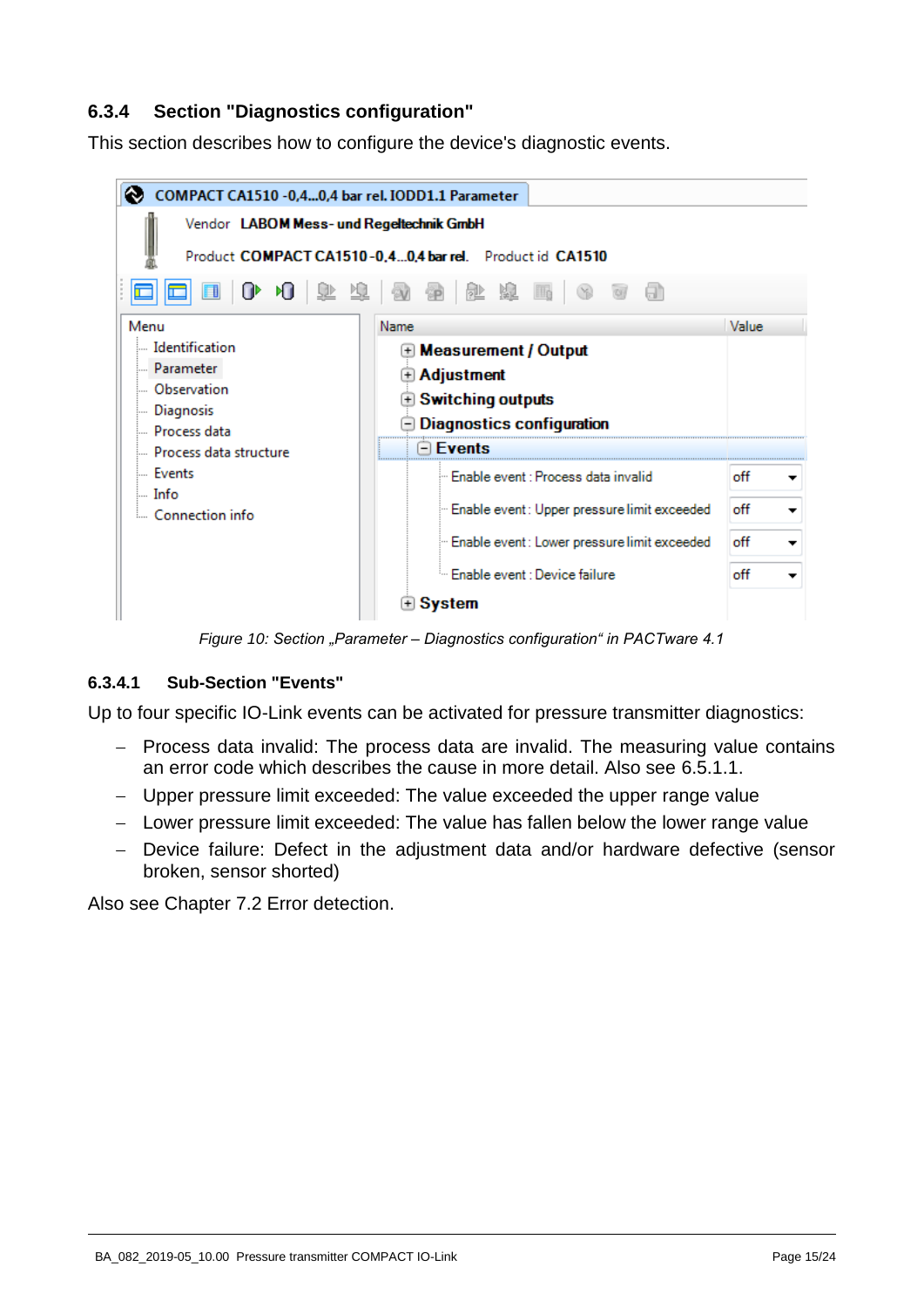### 6.3.4 Section "Diagnostics configuration"

This section describes how to configure the device's diagnostic events.

*Figure 10: Section „Parameter – Diagnostics configuration" in PACTware 4.1*

#### 6.3.4.1 Sub-Section "Events"

Up to four specific IO-Link events can be activated for pressure transmitter diagnostics:

- Process data invalid: The process data are invalid. The measuring value contains an error code which describes the cause in more detail. Also see 6.5.1.1.
- Upper pressure limit exceeded: The value exceeded the upper range value
- Lower pressure limit exceeded: The value has fallen below the lower range value
- Device failure: Defect in the adjustment data and/or hardware defective (sensor broken, sensor shorted)

Also see Chapter 7.2 Error detection.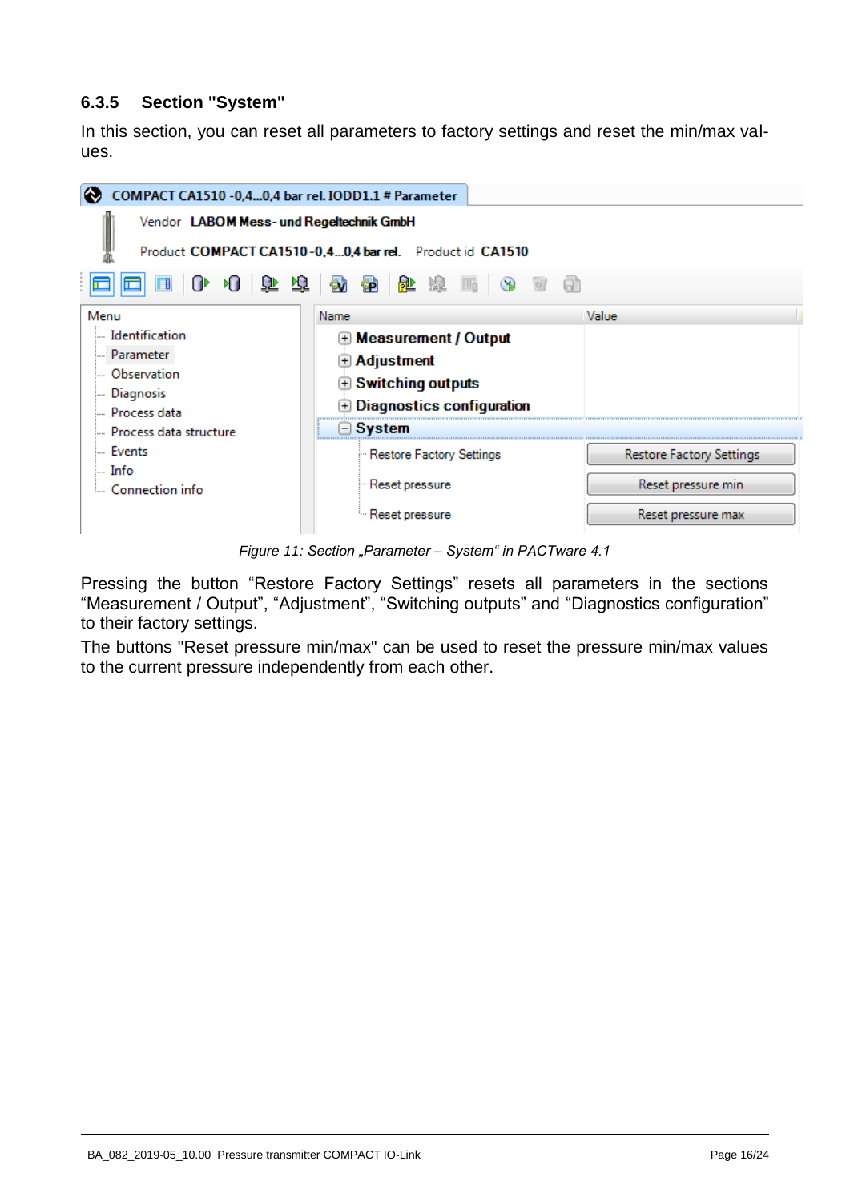### 6.3.5 Section "System"

In this section, you can reset all parameters to factory settings and reset the min/max values.

Figure 11: Section „Parameter – System“ in PACTware 4.1

Pressing the button “Restore Factory Settings” resets all parameters in the sections “Measurement / Output”, “Adjustment”, “Switching outputs” and “Diagnostics configuration” to their factory settings.

The buttons "Reset pressure min/max" can be used to reset the pressure min/max values to the current pressure independently from each other.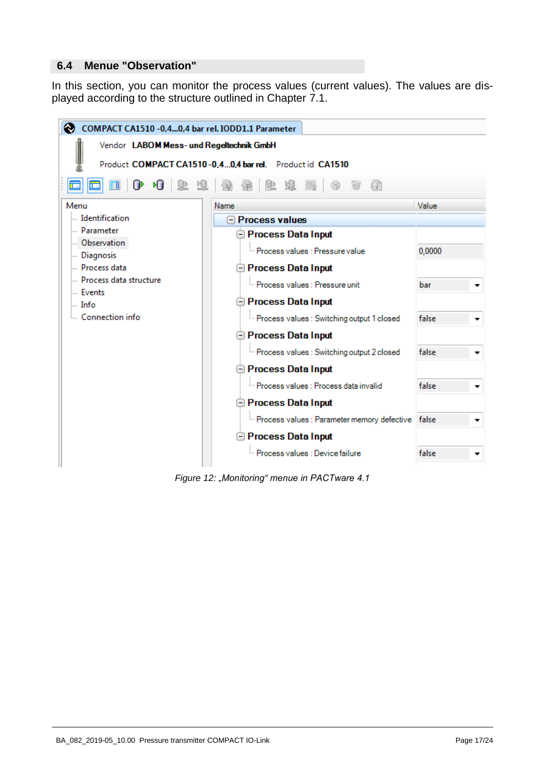## 6.4 Menue "Observation"

In this section, you can monitor the process values (current values). The values are displayed according to the structure outlined in Chapter 7.1.

COMPACT CA1510 -0,4...0,4 bar rel. IODD1.1 Parameter

Vendor **LABOM Mess- und Regeltechnik GmbH**

Product **COMPACT CA1510 -0,4...0,4 bar rel.** Product id **CA1510**

Menu
- Identification
- Parameter
- Observation
- Diagnosis
- Process data
- Process data structure
- Events
- Info
- Connection info

| Name | Value |
|---|---|
| **Process values** | |
| **Process Data Input** | |
| Process values : Pressure value | 0,0000 |
| **Process Data Input** | |
| Process values : Pressure unit | bar |
| **Process Data Input** | |
| Process values : Switching output 1 closed | false |
| **Process Data Input** | |
| Process values : Switching output 2 closed | false |
| **Process Data Input** | |
| Process values : Process data invalid | false |
| **Process Data Input** | |
| Process values : Parameter memory defective | false |
| **Process Data Input** | |
| Process values : Device failure | false |

*Figure 12: „Monitoring“ menue in PACTware 4.1*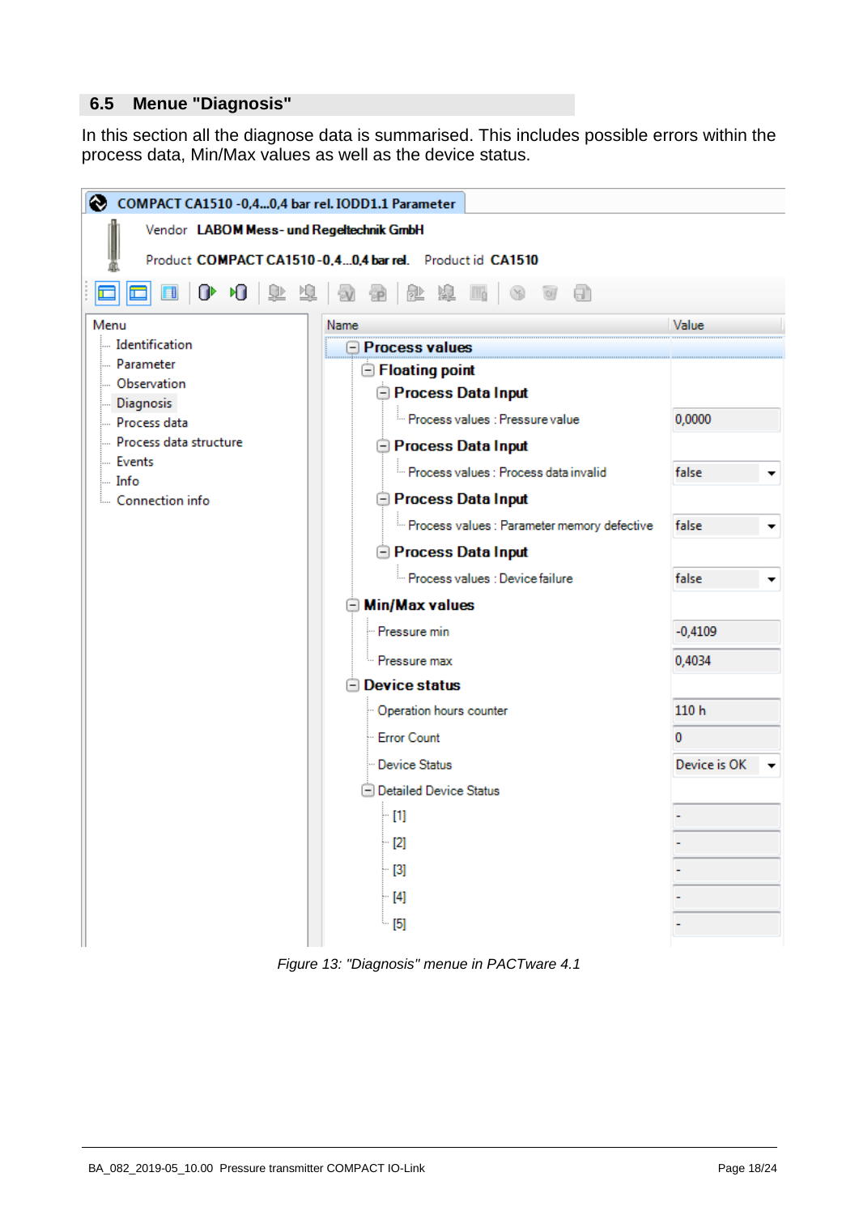## 6.5 Menue "Diagnosis"

In this section all the diagnose data is summarised. This includes possible errors within the process data, Min/Max values as well as the device status.

COMPACT CA1510 -0,4...0,4 bar rel. IODD1.1 Parameter

Vendor **LABOM Mess- und Regeltechnik GmbH**

Product **COMPACT CA1510-0,4...0,4 bar rel.** Product id **CA1510**

Menu
- Identification
- Parameter
- Observation
- Diagnosis
- Process data
- Process data structure
- Events
- Info
- Connection info

| Name | Value |
|---|---|
| **Process values** | |
| **Floating point** | |
| **Process Data Input** | |
| Process values : Pressure value | 0,0000 |
| **Process Data Input** | |
| Process values : Process data invalid | false |
| **Process Data Input** | |
| Process values : Parameter memory defective | false |
| **Process Data Input** | |
| Process values : Device failure | false |
| **Min/Max values** | |
| Pressure min | -0,4109 |
| Pressure max | 0,4034 |
| **Device status** | |
| Operation hours counter | 110 h |
| Error Count | 0 |
| Device Status | Device is OK |
| Detailed Device Status | |
| [1] | - |
| [2] | - |
| [3] | - |
| [4] | - |
| [5] | - |

*Figure 13: "Diagnosis" menue in PACTware 4.1*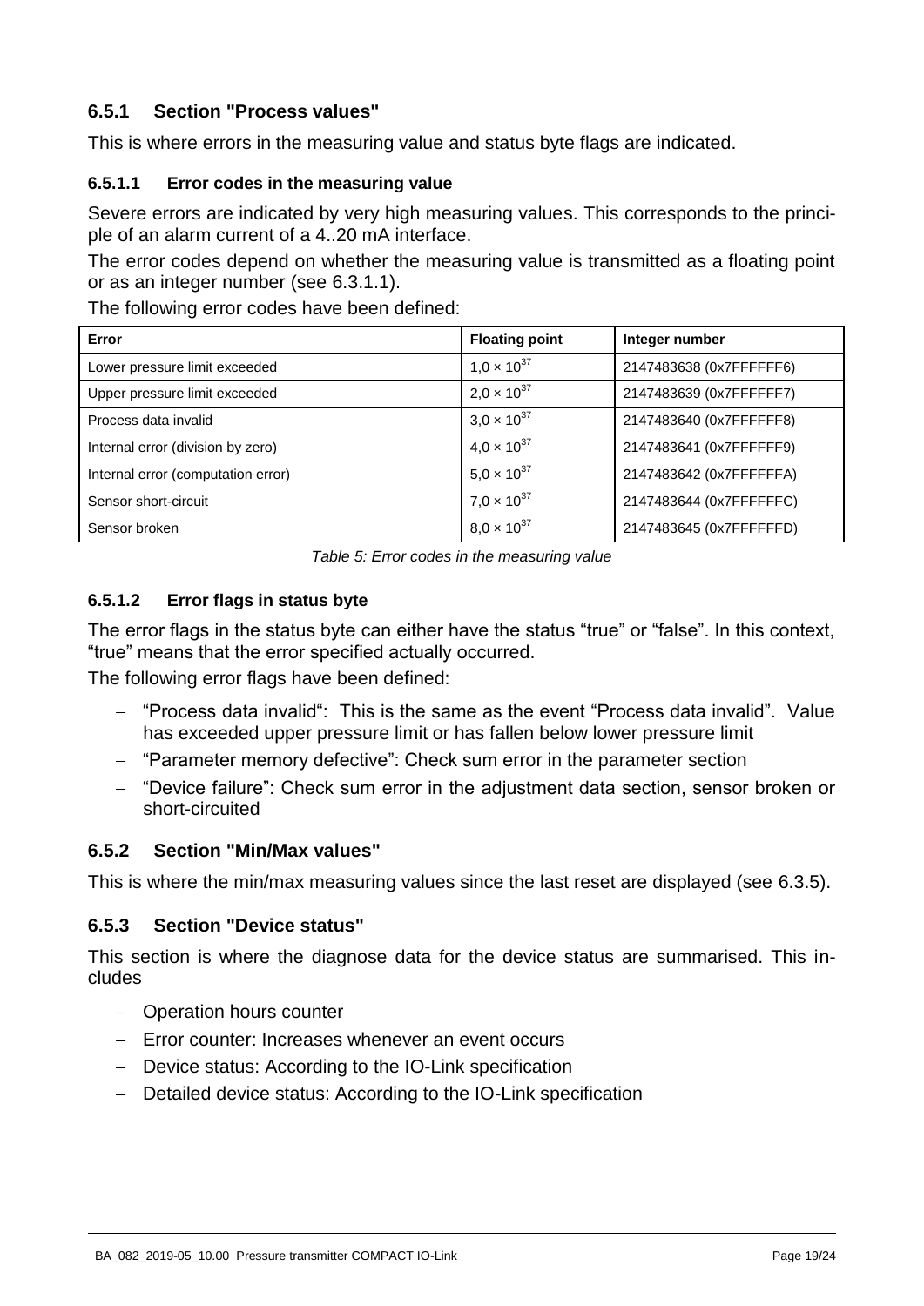### 6.5.1 Section "Process values"

This is where errors in the measuring value and status byte flags are indicated.

#### 6.5.1.1 Error codes in the measuring value

Severe errors are indicated by very high measuring values. This corresponds to the principle of an alarm current of a 4..20 mA interface.

The error codes depend on whether the measuring value is transmitted as a floating point or as an integer number (see 6.3.1.1).

The following error codes have been defined:

| Error | Floating point | Integer number |
|---|---|---|
| Lower pressure limit exceeded | $1{,}0 \times 10^{37}$ | 2147483638 (0x7FFFFFF6) |
| Upper pressure limit exceeded | $2{,}0 \times 10^{37}$ | 2147483639 (0x7FFFFFF7) |
| Process data invalid | $3{,}0 \times 10^{37}$ | 2147483640 (0x7FFFFFF8) |
| Internal error (division by zero) | $4{,}0 \times 10^{37}$ | 2147483641 (0x7FFFFFF9) |
| Internal error (computation error) | $5{,}0 \times 10^{37}$ | 2147483642 (0x7FFFFFFA) |
| Sensor short-circuit | $7{,}0 \times 10^{37}$ | 2147483644 (0x7FFFFFFC) |
| Sensor broken | $8{,}0 \times 10^{37}$ | 2147483645 (0x7FFFFFFD) |

*Table 5: Error codes in the measuring value*

#### 6.5.1.2 Error flags in status byte

The error flags in the status byte can either have the status "true" or "false". In this context, "true" means that the error specified actually occurred.

The following error flags have been defined:

- "Process data invalid": This is the same as the event "Process data invalid". Value has exceeded upper pressure limit or has fallen below lower pressure limit
- "Parameter memory defective": Check sum error in the parameter section
- "Device failure": Check sum error in the adjustment data section, sensor broken or short-circuited

### 6.5.2 Section "Min/Max values"

This is where the min/max measuring values since the last reset are displayed (see 6.3.5).

### 6.5.3 Section "Device status"

This section is where the diagnose data for the device status are summarised. This includes

- Operation hours counter
- Error counter: Increases whenever an event occurs
- Device status: According to the IO-Link specification
- Detailed device status: According to the IO-Link specification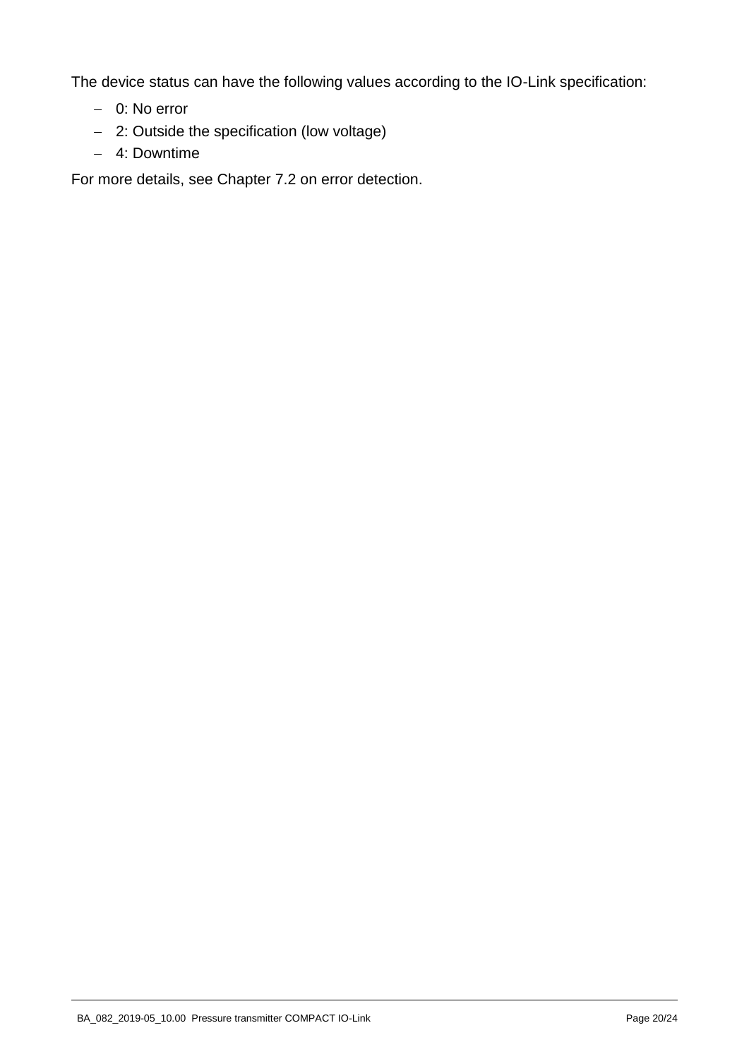The device status can have the following values according to the IO-Link specification:

- 0: No error
- 2: Outside the specification (low voltage)
- 4: Downtime

For more details, see Chapter 7.2 on error detection.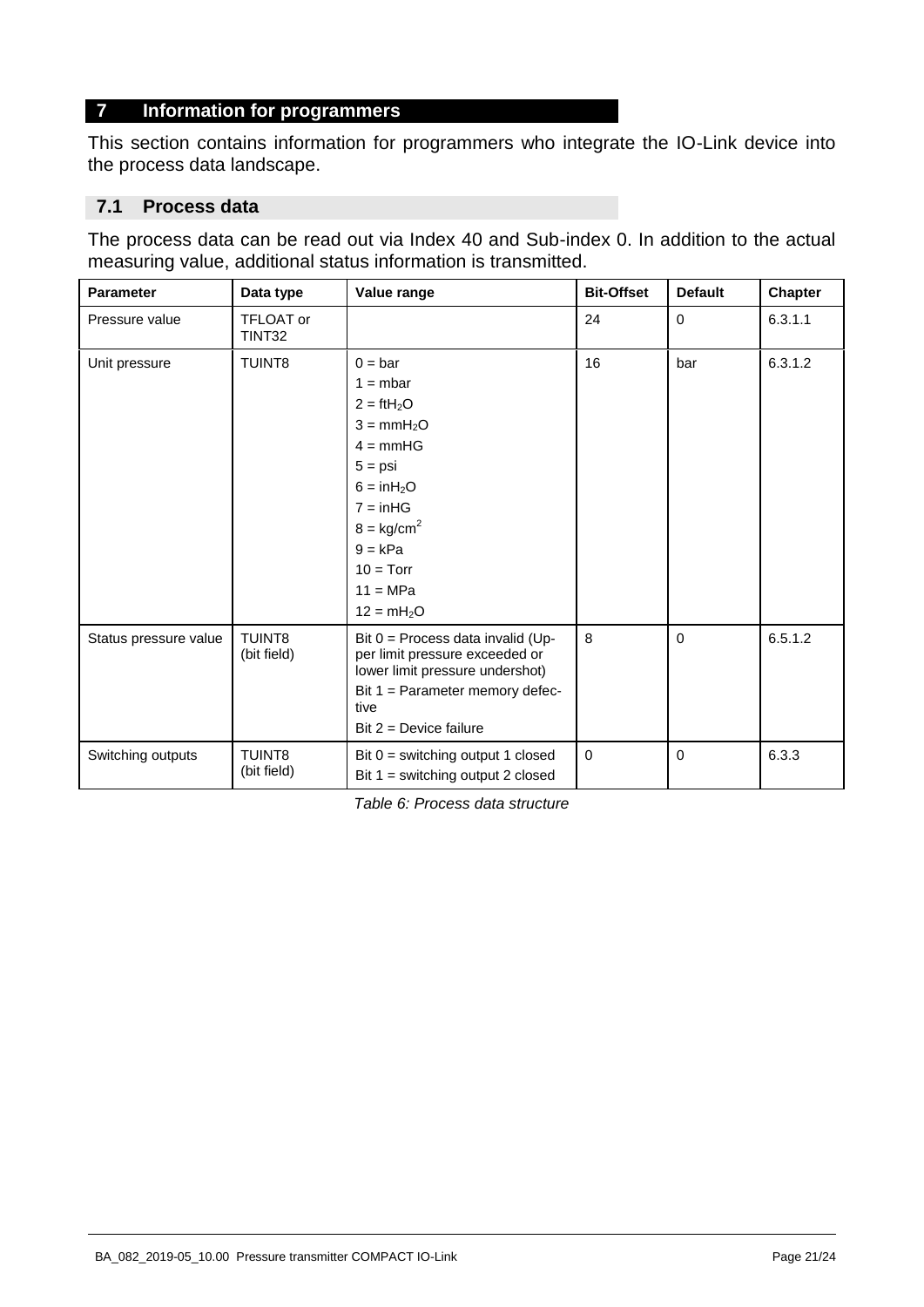# 7 Information for programmers

This section contains information for programmers who integrate the IO-Link device into the process data landscape.

## 7.1 Process data

The process data can be read out via Index 40 and Sub-index 0. In addition to the actual measuring value, additional status information is transmitted.

| Parameter | Data type | Value range | Bit-Offset | Default | Chapter |
|---|---|---|---|---|---|
| Pressure value | TFLOAT or TINT32 | | 24 | 0 | 6.3.1.1 |
| Unit pressure | TUINT8 | 0 = bar<br>1 = mbar<br>2 = ft$H_2O$<br>3 = mm$H_2O$<br>4 = mmHG<br>5 = psi<br>6 = in$H_2O$<br>7 = inHG<br>8 = kg/cm$^2$<br>9 = kPa<br>10 = Torr<br>11 = MPa<br>12 = m$H_2O$ | 16 | bar | 6.3.1.2 |
| Status pressure value | TUINT8 (bit field) | Bit 0 = Process data invalid (Upper limit pressure exceeded or lower limit pressure undershot)<br>Bit 1 = Parameter memory defective<br>Bit 2 = Device failure | 8 | 0 | 6.5.1.2 |
| Switching outputs | TUINT8 (bit field) | Bit 0 = switching output 1 closed<br>Bit 1 = switching output 2 closed | 0 | 0 | 6.3.3 |

*Table 6: Process data structure*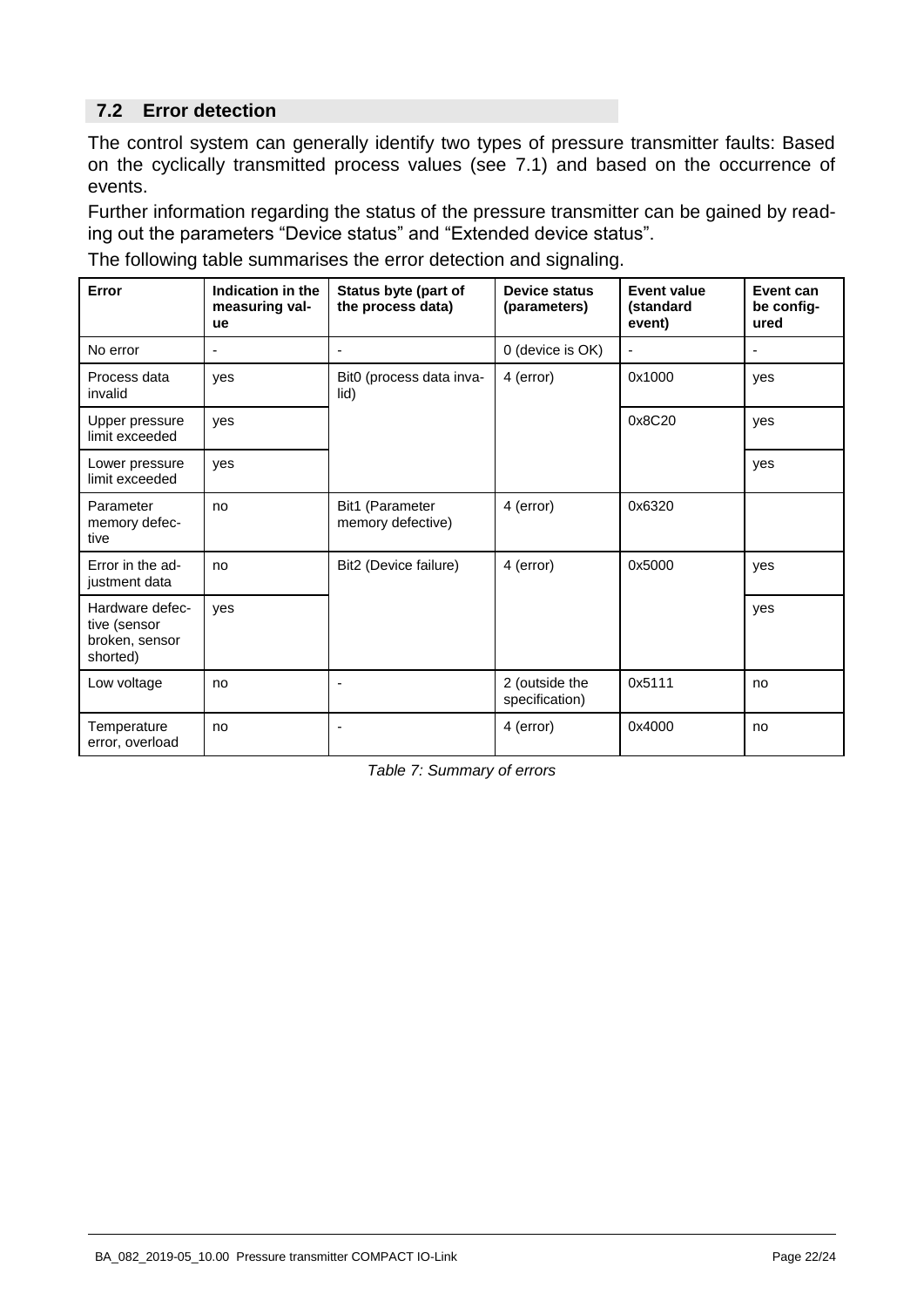## 7.2 Error detection

The control system can generally identify two types of pressure transmitter faults: Based on the cyclically transmitted process values (see 7.1) and based on the occurrence of events.

Further information regarding the status of the pressure transmitter can be gained by reading out the parameters "Device status" and "Extended device status".

The following table summarises the error detection and signaling.

| Error | Indication in the measuring value | Status byte (part of the process data) | Device status (parameters) | Event value (standard event) | Event can be configured |
|---|---|---|---|---|---|
| No error | - | - | 0 (device is OK) | - | - |
| Process data invalid | yes | Bit0 (process data invalid) | 4 (error) | 0x1000 | yes |
| Upper pressure limit exceeded | yes | | | 0x8C20 | yes |
| Lower pressure limit exceeded | yes | | | | yes |
| Parameter memory defective | no | Bit1 (Parameter memory defective) | 4 (error) | 0x6320 | |
| Error in the adjustment data | no | Bit2 (Device failure) | 4 (error) | 0x5000 | yes |
| Hardware defective (sensor broken, sensor shorted) | yes | | | | yes |
| Low voltage | no | - | 2 (outside the specification) | 0x5111 | no |
| Temperature error, overload | no | - | 4 (error) | 0x4000 | no |

*Table 7: Summary of errors*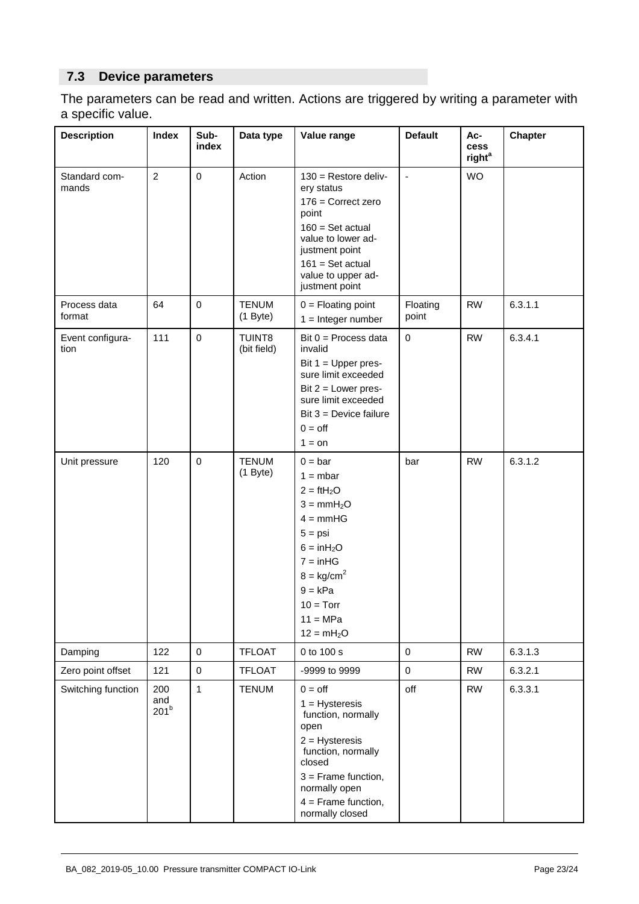## 7.3 Device parameters

The parameters can be read and written. Actions are triggered by writing a parameter with a specific value.

| Description | Index | Sub-index | Data type | Value range | Default | Access right[a] | Chapter |
|---|---|---|---|---|---|---|---|
| Standard commands | 2 | 0 | Action | 130 = Restore delivery status<br>176 = Correct zero point<br>160 = Set actual value to lower adjustment point<br>161 = Set actual value to upper adjustment point | - | WO | |
| Process data format | 64 | 0 | TENUM (1 Byte) | 0 = Floating point<br>1 = Integer number | Floating point | RW | 6.3.1.1 |
| Event configuration | 111 | 0 | TUINT8 (bit field) | Bit 0 = Process data invalid<br>Bit 1 = Upper pressure limit exceeded<br>Bit 2 = Lower pressure limit exceeded<br>Bit 3 = Device failure<br>0 = off<br>1 = on | 0 | RW | 6.3.4.1 |
| Unit pressure | 120 | 0 | TENUM (1 Byte) | 0 = bar<br>1 = mbar<br>2 = ft$H_2O$<br>3 = mm$H_2O$<br>4 = mmHG<br>5 = psi<br>6 = in$H_2O$<br>7 = inHG<br>8 = kg/cm$^2$<br>9 = kPa<br>10 = Torr<br>11 = MPa<br>12 = m$H_2O$ | bar | RW | 6.3.1.2 |
| Damping | 122 | 0 | TFLOAT | 0 to 100 s | 0 | RW | 6.3.1.3 |
| Zero point offset | 121 | 0 | TFLOAT | -9999 to 9999 | 0 | RW | 6.3.2.1 |
| Switching function | 200 and 201[b] | 1 | TENUM | 0 = off<br>1 = Hysteresis function, normally open<br>2 = Hysteresis function, normally closed<br>3 = Frame function, normally open<br>4 = Frame function, normally closed | off | RW | 6.3.3.1 |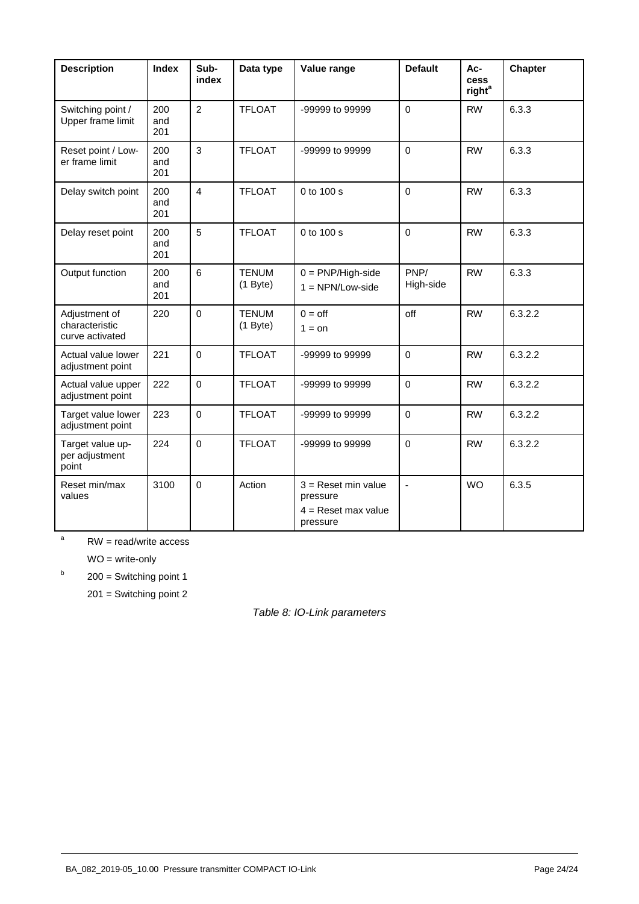| Description | Index | Sub-index | Data type | Value range | Default | Access right[a] | Chapter |
|---|---|---|---|---|---|---|---|
| Switching point / Upper frame limit | 200 and 201 | 2 | TFLOAT | -99999 to 99999 | 0 | RW | 6.3.3 |
| Reset point / Lower frame limit | 200 and 201 | 3 | TFLOAT | -99999 to 99999 | 0 | RW | 6.3.3 |
| Delay switch point | 200 and 201 | 4 | TFLOAT | 0 to 100 s | 0 | RW | 6.3.3 |
| Delay reset point | 200 and 201 | 5 | TFLOAT | 0 to 100 s | 0 | RW | 6.3.3 |
| Output function | 200 and 201 | 6 | TENUM (1 Byte) | 0 = PNP/High-side<br>1 = NPN/Low-side | PNP/ High-side | RW | 6.3.3 |
| Adjustment of characteristic curve activated | 220 | 0 | TENUM (1 Byte) | 0 = off<br>1 = on | off | RW | 6.3.2.2 |
| Actual value lower adjustment point | 221 | 0 | TFLOAT | -99999 to 99999 | 0 | RW | 6.3.2.2 |
| Actual value upper adjustment point | 222 | 0 | TFLOAT | -99999 to 99999 | 0 | RW | 6.3.2.2 |
| Target value lower adjustment point | 223 | 0 | TFLOAT | -99999 to 99999 | 0 | RW | 6.3.2.2 |
| Target value upper adjustment point | 224 | 0 | TFLOAT | -99999 to 99999 | 0 | RW | 6.3.2.2 |
| Reset min/max values | 3100 | 0 | Action | 3 = Reset min value pressure<br>4 = Reset max value pressure | - | WO | 6.3.5 |

[a] RW = read/write access

WO = write-only

[b] 200 = Switching point 1

201 = Switching point 2

*Table 8: IO-Link parameters*